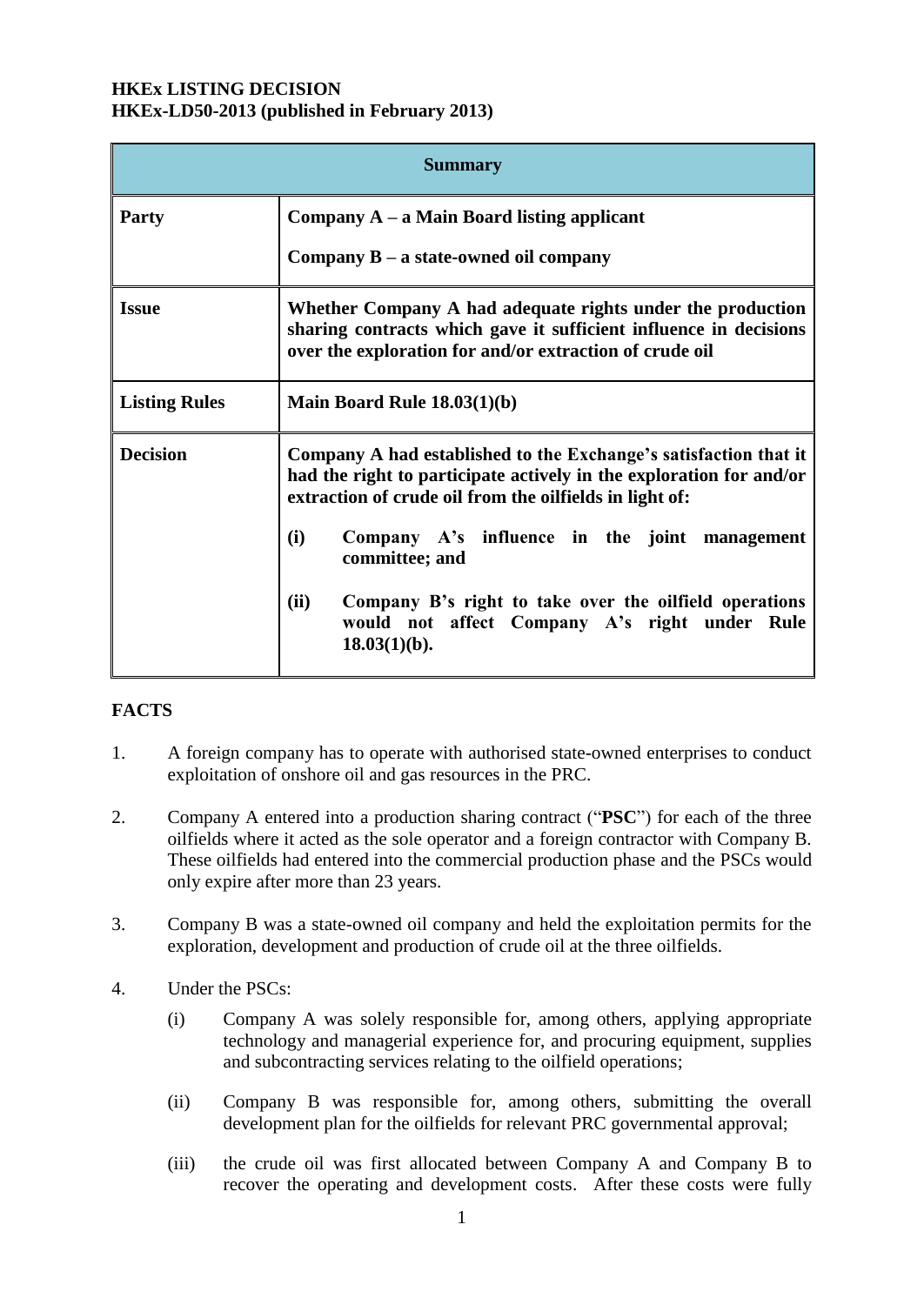**HKEx LISTING DECISION**
**HKEx-LD50-2013 (published in February 2013)**

| **Summary** | |
|---|---|
| **Party** | **Company A – a Main Board listing applicant**<br><br>**Company B – a state-owned oil company** |
| **Issue** | **Whether Company A had adequate rights under the production sharing contracts which gave it sufficient influence in decisions over the exploration for and/or extraction of crude oil** |
| **Listing Rules** | **Main Board Rule 18.03(1)(b)** |
| **Decision** | **Company A had established to the Exchange's satisfaction that it had the right to participate actively in the exploration for and/or extraction of crude oil from the oilfields in light of:**<br><br>**(i) Company A's influence in the joint management committee; and**<br><br>**(ii) Company B's right to take over the oilfield operations would not affect Company A's right under Rule 18.03(1)(b).** |

## FACTS

1. A foreign company has to operate with authorised state-owned enterprises to conduct exploitation of onshore oil and gas resources in the PRC.

2. Company A entered into a production sharing contract ("**PSC**") for each of the three oilfields where it acted as the sole operator and a foreign contractor with Company B. These oilfields had entered into the commercial production phase and the PSCs would only expire after more than 23 years.

3. Company B was a state-owned oil company and held the exploitation permits for the exploration, development and production of crude oil at the three oilfields.

4. Under the PSCs:

   (i) Company A was solely responsible for, among others, applying appropriate technology and managerial experience for, and procuring equipment, supplies and subcontracting services relating to the oilfield operations;

   (ii) Company B was responsible for, among others, submitting the overall development plan for the oilfields for relevant PRC governmental approval;

   (iii) the crude oil was first allocated between Company A and Company B to recover the operating and development costs. After these costs were fully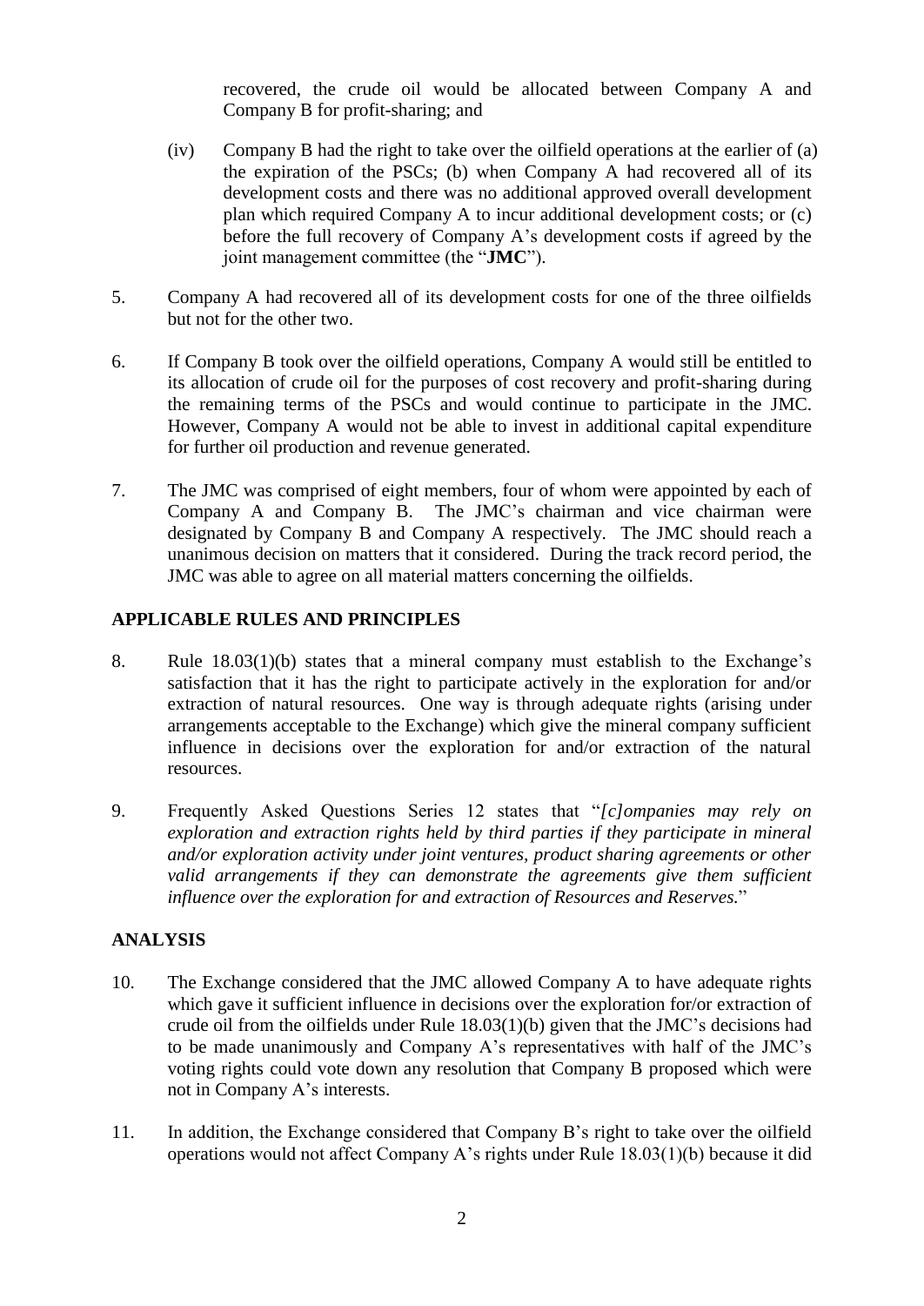recovered, the crude oil would be allocated between Company A and Company B for profit-sharing; and

(iv) Company B had the right to take over the oilfield operations at the earlier of (a) the expiration of the PSCs; (b) when Company A had recovered all of its development costs and there was no additional approved overall development plan which required Company A to incur additional development costs; or (c) before the full recovery of Company A's development costs if agreed by the joint management committee (the "**JMC**").

5. Company A had recovered all of its development costs for one of the three oilfields but not for the other two.

6. If Company B took over the oilfield operations, Company A would still be entitled to its allocation of crude oil for the purposes of cost recovery and profit-sharing during the remaining terms of the PSCs and would continue to participate in the JMC. However, Company A would not be able to invest in additional capital expenditure for further oil production and revenue generated.

7. The JMC was comprised of eight members, four of whom were appointed by each of Company A and Company B. The JMC's chairman and vice chairman were designated by Company B and Company A respectively. The JMC should reach a unanimous decision on matters that it considered. During the track record period, the JMC was able to agree on all material matters concerning the oilfields.

## APPLICABLE RULES AND PRINCIPLES

8. Rule 18.03(1)(b) states that a mineral company must establish to the Exchange's satisfaction that it has the right to participate actively in the exploration for and/or extraction of natural resources. One way is through adequate rights (arising under arrangements acceptable to the Exchange) which give the mineral company sufficient influence in decisions over the exploration for and/or extraction of the natural resources.

9. Frequently Asked Questions Series 12 states that "*[c]ompanies may rely on exploration and extraction rights held by third parties if they participate in mineral and/or exploration activity under joint ventures, product sharing agreements or other valid arrangements if they can demonstrate the agreements give them sufficient influence over the exploration for and extraction of Resources and Reserves.*"

## ANALYSIS

10. The Exchange considered that the JMC allowed Company A to have adequate rights which gave it sufficient influence in decisions over the exploration for/or extraction of crude oil from the oilfields under Rule 18.03(1)(b) given that the JMC's decisions had to be made unanimously and Company A's representatives with half of the JMC's voting rights could vote down any resolution that Company B proposed which were not in Company A's interests.

11. In addition, the Exchange considered that Company B's right to take over the oilfield operations would not affect Company A's rights under Rule 18.03(1)(b) because it did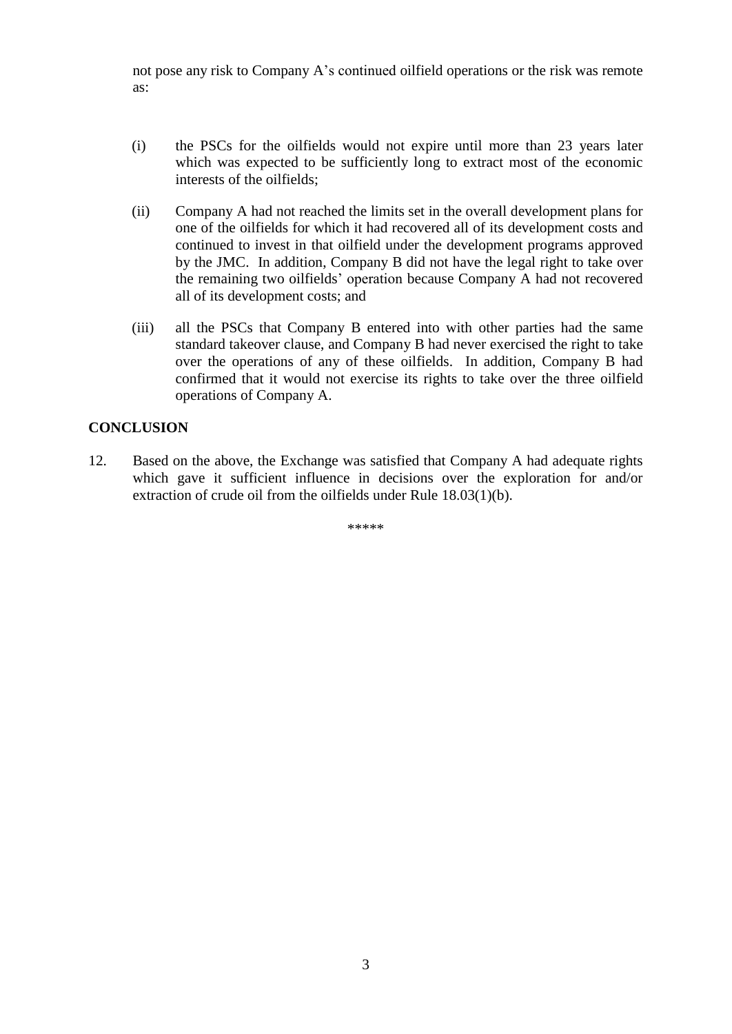not pose any risk to Company A's continued oilfield operations or the risk was remote as:

(i) the PSCs for the oilfields would not expire until more than 23 years later which was expected to be sufficiently long to extract most of the economic interests of the oilfields;

(ii) Company A had not reached the limits set in the overall development plans for one of the oilfields for which it had recovered all of its development costs and continued to invest in that oilfield under the development programs approved by the JMC. In addition, Company B did not have the legal right to take over the remaining two oilfields' operation because Company A had not recovered all of its development costs; and

(iii) all the PSCs that Company B entered into with other parties had the same standard takeover clause, and Company B had never exercised the right to take over the operations of any of these oilfields. In addition, Company B had confirmed that it would not exercise its rights to take over the three oilfield operations of Company A.

## CONCLUSION

12. Based on the above, the Exchange was satisfied that Company A had adequate rights which gave it sufficient influence in decisions over the exploration for and/or extraction of crude oil from the oilfields under Rule 18.03(1)(b).

*****